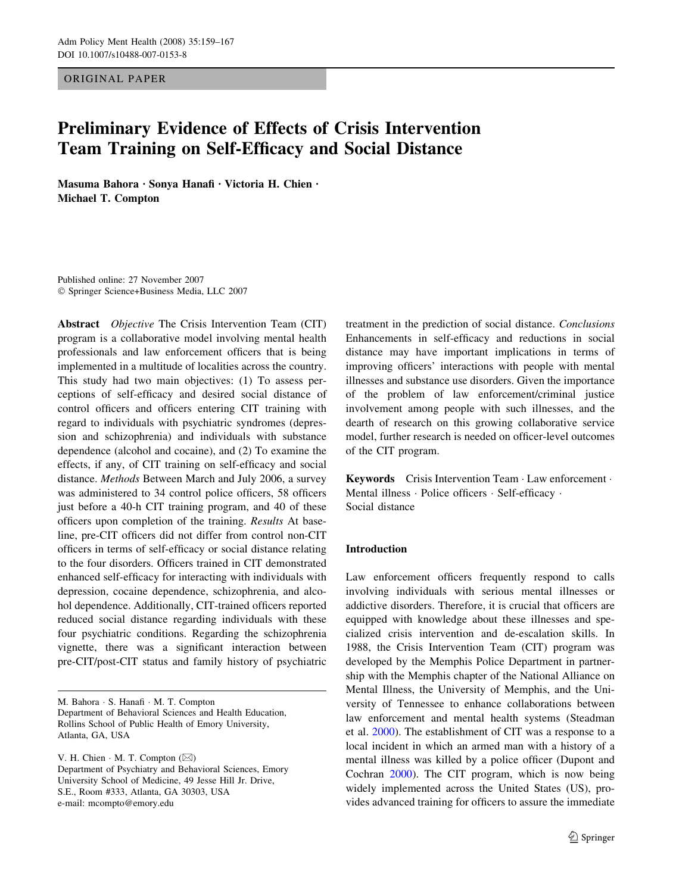ORIGINAL PAPER

# Preliminary Evidence of Effects of Crisis Intervention Team Training on Self-Efficacy and Social Distance

**Masuma Bahora · Sonya Hanafi · Victoria H. Chien · Michael T. Compton**

Published online: 27 November 2007
© Springer Science+Business Media, LLC 2007

**Abstract** *Objective* The Crisis Intervention Team (CIT) program is a collaborative model involving mental health professionals and law enforcement officers that is being implemented in a multitude of localities across the country. This study had two main objectives: (1) To assess perceptions of self-efficacy and desired social distance of control officers and officers entering CIT training with regard to individuals with psychiatric syndromes (depression and schizophrenia) and individuals with substance dependence (alcohol and cocaine), and (2) To examine the effects, if any, of CIT training on self-efficacy and social distance. *Methods* Between March and July 2006, a survey was administered to 34 control police officers, 58 officers just before a 40-h CIT training program, and 40 of these officers upon completion of the training. *Results* At baseline, pre-CIT officers did not differ from control non-CIT officers in terms of self-efficacy or social distance relating to the four disorders. Officers trained in CIT demonstrated enhanced self-efficacy for interacting with individuals with depression, cocaine dependence, schizophrenia, and alcohol dependence. Additionally, CIT-trained officers reported reduced social distance regarding individuals with these four psychiatric conditions. Regarding the schizophrenia vignette, there was a significant interaction between pre-CIT/post-CIT status and family history of psychiatric treatment in the prediction of social distance. *Conclusions* Enhancements in self-efficacy and reductions in social distance may have important implications in terms of improving officers' interactions with people with mental illnesses and substance use disorders. Given the importance of the problem of law enforcement/criminal justice involvement among people with such illnesses, and the dearth of research on this growing collaborative service model, further research is needed on officer-level outcomes of the CIT program.

**Keywords** Crisis Intervention Team · Law enforcement · Mental illness · Police officers · Self-efficacy · Social distance

M. Bahora · S. Hanafi · M. T. Compton
Department of Behavioral Sciences and Health Education, Rollins School of Public Health of Emory University, Atlanta, GA, USA

V. H. Chien · M. T. Compton (✉)
Department of Psychiatry and Behavioral Sciences, Emory University School of Medicine, 49 Jesse Hill Jr. Drive, S.E., Room #333, Atlanta, GA 30303, USA
e-mail: mcompto@emory.edu

## Introduction

Law enforcement officers frequently respond to calls involving individuals with serious mental illnesses or addictive disorders. Therefore, it is crucial that officers are equipped with knowledge about these illnesses and specialized crisis intervention and de-escalation skills. In 1988, the Crisis Intervention Team (CIT) program was developed by the Memphis Police Department in partnership with the Memphis chapter of the National Alliance on Mental Illness, the University of Memphis, and the University of Tennessee to enhance collaborations between law enforcement and mental health systems (Steadman et al. 2000). The establishment of CIT was a response to a local incident in which an armed man with a history of a mental illness was killed by a police officer (Dupont and Cochran 2000). The CIT program, which is now being widely implemented across the United States (US), provides advanced training for officers to assure the immediate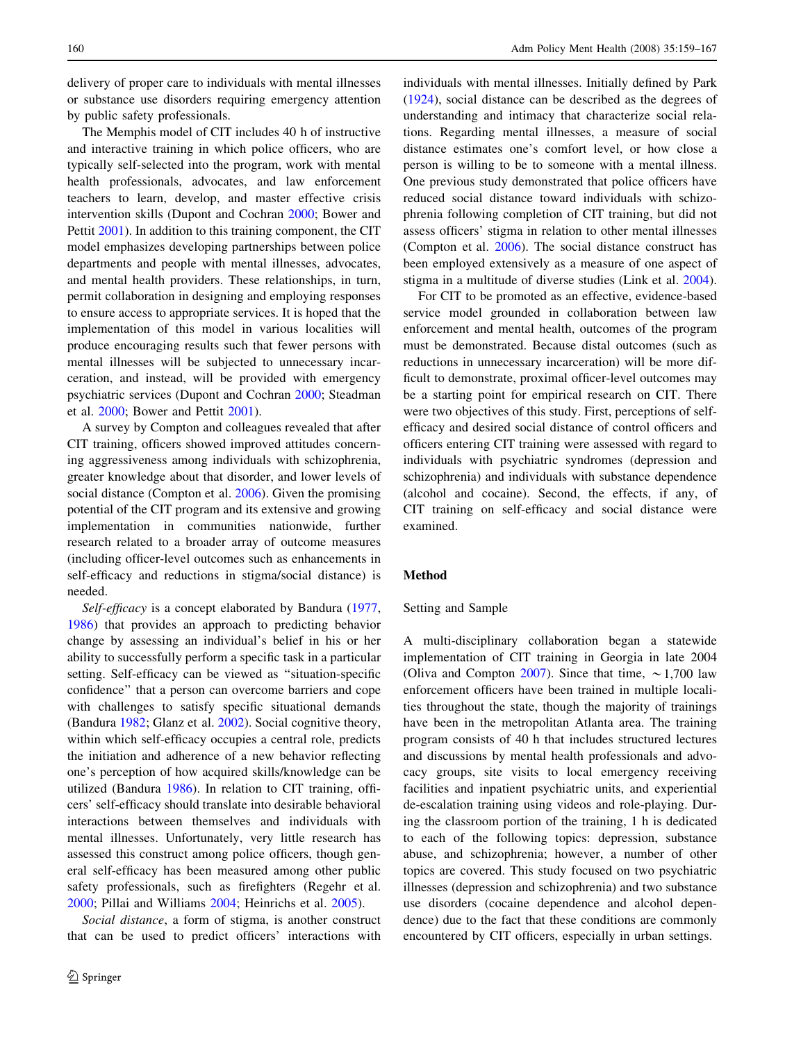delivery of proper care to individuals with mental illnesses or substance use disorders requiring emergency attention by public safety professionals.

The Memphis model of CIT includes 40 h of instructive and interactive training in which police officers, who are typically self-selected into the program, work with mental health professionals, advocates, and law enforcement teachers to learn, develop, and master effective crisis intervention skills (Dupont and Cochran 2000; Bower and Pettit 2001). In addition to this training component, the CIT model emphasizes developing partnerships between police departments and people with mental illnesses, advocates, and mental health providers. These relationships, in turn, permit collaboration in designing and employing responses to ensure access to appropriate services. It is hoped that the implementation of this model in various localities will produce encouraging results such that fewer persons with mental illnesses will be subjected to unnecessary incarceration, and instead, will be provided with emergency psychiatric services (Dupont and Cochran 2000; Steadman et al. 2000; Bower and Pettit 2001).

A survey by Compton and colleagues revealed that after CIT training, officers showed improved attitudes concerning aggressiveness among individuals with schizophrenia, greater knowledge about that disorder, and lower levels of social distance (Compton et al. 2006). Given the promising potential of the CIT program and its extensive and growing implementation in communities nationwide, further research related to a broader array of outcome measures (including officer-level outcomes such as enhancements in self-efficacy and reductions in stigma/social distance) is needed.

*Self-efficacy* is a concept elaborated by Bandura (1977, 1986) that provides an approach to predicting behavior change by assessing an individual's belief in his or her ability to successfully perform a specific task in a particular setting. Self-efficacy can be viewed as "situation-specific confidence" that a person can overcome barriers and cope with challenges to satisfy specific situational demands (Bandura 1982; Glanz et al. 2002). Social cognitive theory, within which self-efficacy occupies a central role, predicts the initiation and adherence of a new behavior reflecting one's perception of how acquired skills/knowledge can be utilized (Bandura 1986). In relation to CIT training, officers' self-efficacy should translate into desirable behavioral interactions between themselves and individuals with mental illnesses. Unfortunately, very little research has assessed this construct among police officers, though general self-efficacy has been measured among other public safety professionals, such as firefighters (Regehr et al. 2000; Pillai and Williams 2004; Heinrichs et al. 2005).

*Social distance*, a form of stigma, is another construct that can be used to predict officers' interactions with individuals with mental illnesses. Initially defined by Park (1924), social distance can be described as the degrees of understanding and intimacy that characterize social relations. Regarding mental illnesses, a measure of social distance estimates one's comfort level, or how close a person is willing to be to someone with a mental illness. One previous study demonstrated that police officers have reduced social distance toward individuals with schizophrenia following completion of CIT training, but did not assess officers' stigma in relation to other mental illnesses (Compton et al. 2006). The social distance construct has been employed extensively as a measure of one aspect of stigma in a multitude of diverse studies (Link et al. 2004).

For CIT to be promoted as an effective, evidence-based service model grounded in collaboration between law enforcement and mental health, outcomes of the program must be demonstrated. Because distal outcomes (such as reductions in unnecessary incarceration) will be more difficult to demonstrate, proximal officer-level outcomes may be a starting point for empirical research on CIT. There were two objectives of this study. First, perceptions of self-efficacy and desired social distance of control officers and officers entering CIT training were assessed with regard to individuals with psychiatric syndromes (depression and schizophrenia) and individuals with substance dependence (alcohol and cocaine). Second, the effects, if any, of CIT training on self-efficacy and social distance were examined.

## Method

### Setting and Sample

A multi-disciplinary collaboration began a statewide implementation of CIT training in Georgia in late 2004 (Oliva and Compton 2007). Since that time, ~1,700 law enforcement officers have been trained in multiple localities throughout the state, though the majority of trainings have been in the metropolitan Atlanta area. The training program consists of 40 h that includes structured lectures and discussions by mental health professionals and advocacy groups, site visits to local emergency receiving facilities and inpatient psychiatric units, and experiential de-escalation training using videos and role-playing. During the classroom portion of the training, 1 h is dedicated to each of the following topics: depression, substance abuse, and schizophrenia; however, a number of other topics are covered. This study focused on two psychiatric illnesses (depression and schizophrenia) and two substance use disorders (cocaine dependence and alcohol dependence) due to the fact that these conditions are commonly encountered by CIT officers, especially in urban settings.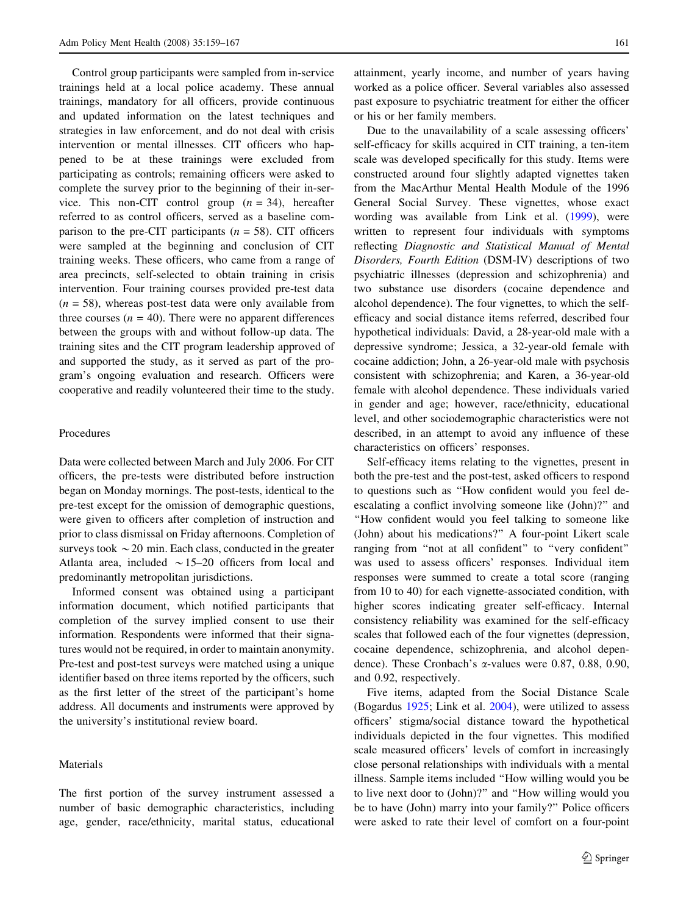Control group participants were sampled from in-service trainings held at a local police academy. These annual trainings, mandatory for all officers, provide continuous and updated information on the latest techniques and strategies in law enforcement, and do not deal with crisis intervention or mental illnesses. CIT officers who happened to be at these trainings were excluded from participating as controls; remaining officers were asked to complete the survey prior to the beginning of their in-service. This non-CIT control group ($n = 34$), hereafter referred to as control officers, served as a baseline comparison to the pre-CIT participants ($n = 58$). CIT officers were sampled at the beginning and conclusion of CIT training weeks. These officers, who came from a range of area precincts, self-selected to obtain training in crisis intervention. Four training courses provided pre-test data ($n = 58$), whereas post-test data were only available from three courses ($n = 40$). There were no apparent differences between the groups with and without follow-up data. The training sites and the CIT program leadership approved of and supported the study, as it served as part of the program's ongoing evaluation and research. Officers were cooperative and readily volunteered their time to the study.

### Procedures

Data were collected between March and July 2006. For CIT officers, the pre-tests were distributed before instruction began on Monday mornings. The post-tests, identical to the pre-test except for the omission of demographic questions, were given to officers after completion of instruction and prior to class dismissal on Friday afternoons. Completion of surveys took ~20 min. Each class, conducted in the greater Atlanta area, included ~15–20 officers from local and predominantly metropolitan jurisdictions.

Informed consent was obtained using a participant information document, which notified participants that completion of the survey implied consent to use their information. Respondents were informed that their signatures would not be required, in order to maintain anonymity. Pre-test and post-test surveys were matched using a unique identifier based on three items reported by the officers, such as the first letter of the street of the participant's home address. All documents and instruments were approved by the university's institutional review board.

### Materials

The first portion of the survey instrument assessed a number of basic demographic characteristics, including age, gender, race/ethnicity, marital status, educational attainment, yearly income, and number of years having worked as a police officer. Several variables also assessed past exposure to psychiatric treatment for either the officer or his or her family members.

Due to the unavailability of a scale assessing officers' self-efficacy for skills acquired in CIT training, a ten-item scale was developed specifically for this study. Items were constructed around four slightly adapted vignettes taken from the MacArthur Mental Health Module of the 1996 General Social Survey. These vignettes, whose exact wording was available from Link et al. (1999), were written to represent four individuals with symptoms reflecting *Diagnostic and Statistical Manual of Mental Disorders, Fourth Edition* (DSM-IV) descriptions of two psychiatric illnesses (depression and schizophrenia) and two substance use disorders (cocaine dependence and alcohol dependence). The four vignettes, to which the self-efficacy and social distance items referred, described four hypothetical individuals: David, a 28-year-old male with a depressive syndrome; Jessica, a 32-year-old female with cocaine addiction; John, a 26-year-old male with psychosis consistent with schizophrenia; and Karen, a 36-year-old female with alcohol dependence. These individuals varied in gender and age; however, race/ethnicity, educational level, and other sociodemographic characteristics were not described, in an attempt to avoid any influence of these characteristics on officers' responses.

Self-efficacy items relating to the vignettes, present in both the pre-test and the post-test, asked officers to respond to questions such as "How confident would you feel de-escalating a conflict involving someone like (John)?" and "How confident would you feel talking to someone like (John) about his medications?" A four-point Likert scale ranging from "not at all confident" to "very confident" was used to assess officers' responses. Individual item responses were summed to create a total score (ranging from 10 to 40) for each vignette-associated condition, with higher scores indicating greater self-efficacy. Internal consistency reliability was examined for the self-efficacy scales that followed each of the four vignettes (depression, cocaine dependence, schizophrenia, and alcohol dependence). These Cronbach's $\alpha$-values were 0.87, 0.88, 0.90, and 0.92, respectively.

Five items, adapted from the Social Distance Scale (Bogardus 1925; Link et al. 2004), were utilized to assess officers' stigma/social distance toward the hypothetical individuals depicted in the four vignettes. This modified scale measured officers' levels of comfort in increasingly close personal relationships with individuals with a mental illness. Sample items included "How willing would you be to live next door to (John)?" and "How willing would you be to have (John) marry into your family?" Police officers were asked to rate their level of comfort on a four-point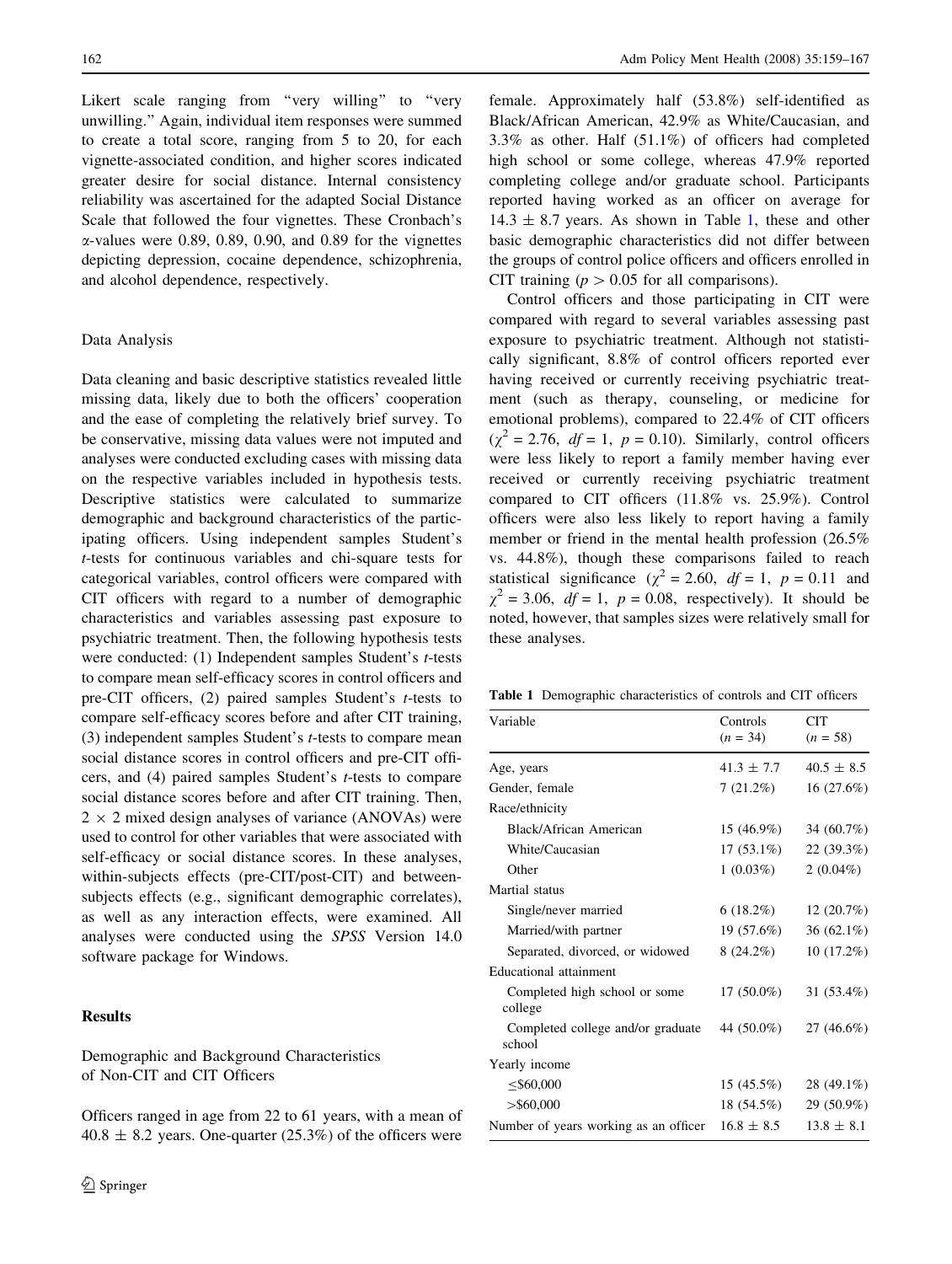Likert scale ranging from "very willing" to "very unwilling." Again, individual item responses were summed to create a total score, ranging from 5 to 20, for each vignette-associated condition, and higher scores indicated greater desire for social distance. Internal consistency reliability was ascertained for the adapted Social Distance Scale that followed the four vignettes. These Cronbach's α-values were 0.89, 0.89, 0.90, and 0.89 for the vignettes depicting depression, cocaine dependence, schizophrenia, and alcohol dependence, respectively.

### Data Analysis

Data cleaning and basic descriptive statistics revealed little missing data, likely due to both the officers' cooperation and the ease of completing the relatively brief survey. To be conservative, missing data values were not imputed and analyses were conducted excluding cases with missing data on the respective variables included in hypothesis tests. Descriptive statistics were calculated to summarize demographic and background characteristics of the participating officers. Using independent samples Student's *t*-tests for continuous variables and chi-square tests for categorical variables, control officers were compared with CIT officers with regard to a number of demographic characteristics and variables assessing past exposure to psychiatric treatment. Then, the following hypothesis tests were conducted: (1) Independent samples Student's *t*-tests to compare mean self-efficacy scores in control officers and pre-CIT officers, (2) paired samples Student's *t*-tests to compare self-efficacy scores before and after CIT training, (3) independent samples Student's *t*-tests to compare mean social distance scores in control officers and pre-CIT officers, and (4) paired samples Student's *t*-tests to compare social distance scores before and after CIT training. Then, $2 \times 2$ mixed design analyses of variance (ANOVAs) were used to control for other variables that were associated with self-efficacy or social distance scores. In these analyses, within-subjects effects (pre-CIT/post-CIT) and between-subjects effects (e.g., significant demographic correlates), as well as any interaction effects, were examined. All analyses were conducted using the *SPSS* Version 14.0 software package for Windows.

## Results

### Demographic and Background Characteristics of Non-CIT and CIT Officers

Officers ranged in age from 22 to 61 years, with a mean of $40.8 \pm 8.2$ years. One-quarter (25.3%) of the officers were female. Approximately half (53.8%) self-identified as Black/African American, 42.9% as White/Caucasian, and 3.3% as other. Half (51.1%) of officers had completed high school or some college, whereas 47.9% reported completing college and/or graduate school. Participants reported having worked as an officer on average for $14.3 \pm 8.7$ years. As shown in Table 1, these and other basic demographic characteristics did not differ between the groups of control police officers and officers enrolled in CIT training ($p > 0.05$ for all comparisons).

Control officers and those participating in CIT were compared with regard to several variables assessing past exposure to psychiatric treatment. Although not statistically significant, 8.8% of control officers reported ever having received or currently receiving psychiatric treatment (such as therapy, counseling, or medicine for emotional problems), compared to 22.4% of CIT officers ($\chi^2 = 2.76$, $df = 1$, $p = 0.10$). Similarly, control officers were less likely to report a family member having ever received or currently receiving psychiatric treatment compared to CIT officers (11.8% vs. 25.9%). Control officers were also less likely to report having a family member or friend in the mental health profession (26.5% vs. 44.8%), though these comparisons failed to reach statistical significance ($\chi^2 = 2.60$, $df = 1$, $p = 0.11$ and $\chi^2 = 3.06$, $df = 1$, $p = 0.08$, respectively). It should be noted, however, that samples sizes were relatively small for these analyses.

**Table 1** Demographic characteristics of controls and CIT officers

| Variable | Controls ($n = 34$) | CIT ($n = 58$) |
|---|---|---|
| Age, years | $41.3 \pm 7.7$ | $40.5 \pm 8.5$ |
| Gender, female | 7 (21.2%) | 16 (27.6%) |
| Race/ethnicity | | |
| Black/African American | 15 (46.9%) | 34 (60.7%) |
| White/Caucasian | 17 (53.1%) | 22 (39.3%) |
| Other | 1 (0.03%) | 2 (0.04%) |
| Martial status | | |
| Single/never married | 6 (18.2%) | 12 (20.7%) |
| Married/with partner | 19 (57.6%) | 36 (62.1%) |
| Separated, divorced, or widowed | 8 (24.2%) | 10 (17.2%) |
| Educational attainment | | |
| Completed high school or some college | 17 (50.0%) | 31 (53.4%) |
| Completed college and/or graduate school | 44 (50.0%) | 27 (46.6%) |
| Yearly income | | |
| ≤$60,000 | 15 (45.5%) | 28 (49.1%) |
| >$60,000 | 18 (54.5%) | 29 (50.9%) |
| Number of years working as an officer | $16.8 \pm 8.5$ | $13.8 \pm 8.1$ |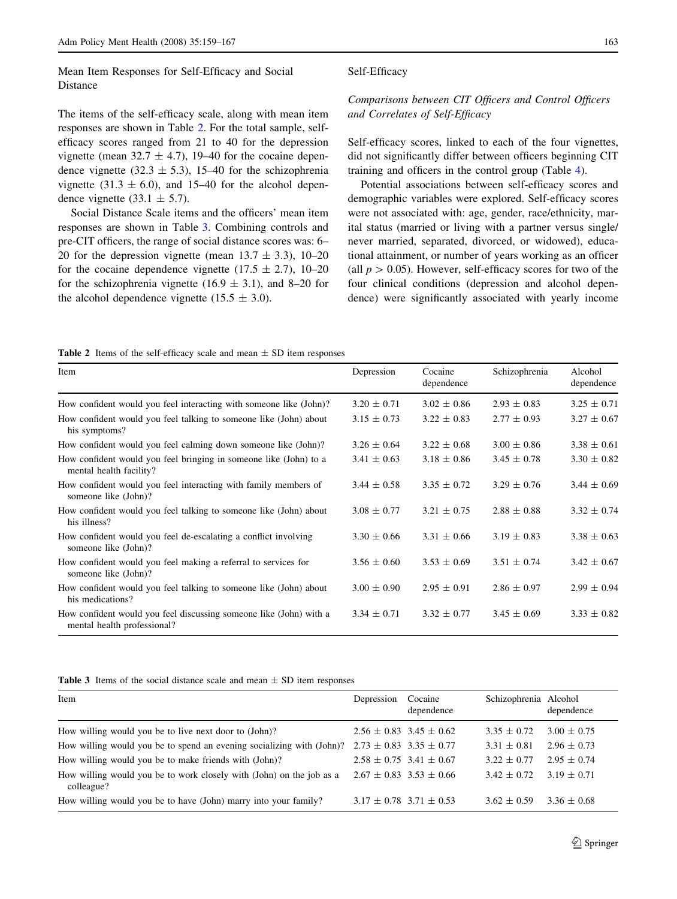### Mean Item Responses for Self-Efficacy and Social Distance

The items of the self-efficacy scale, along with mean item responses are shown in Table 2. For the total sample, self-efficacy scores ranged from 21 to 40 for the depression vignette (mean 32.7 ± 4.7), 19–40 for the cocaine dependence vignette (32.3 ± 5.3), 15–40 for the schizophrenia vignette (31.3 ± 6.0), and 15–40 for the alcohol dependence vignette (33.1 ± 5.7).

Social Distance Scale items and the officers' mean item responses are shown in Table 3. Combining controls and pre-CIT officers, the range of social distance scores was: 6–20 for the depression vignette (mean 13.7 ± 3.3), 10–20 for the cocaine dependence vignette (17.5 ± 2.7), 10–20 for the schizophrenia vignette (16.9 ± 3.1), and 8–20 for the alcohol dependence vignette (15.5 ± 3.0).

### Self-Efficacy

#### *Comparisons between CIT Officers and Control Officers and Correlates of Self-Efficacy*

Self-efficacy scores, linked to each of the four vignettes, did not significantly differ between officers beginning CIT training and officers in the control group (Table 4).

Potential associations between self-efficacy scores and demographic variables were explored. Self-efficacy scores were not associated with: age, gender, race/ethnicity, marital status (married or living with a partner versus single/never married, separated, divorced, or widowed), educational attainment, or number of years working as an officer (all $p > 0.05$). However, self-efficacy scores for two of the four clinical conditions (depression and alcohol dependence) were significantly associated with yearly income

**Table 2** Items of the self-efficacy scale and mean ± SD item responses

| Item | Depression | Cocaine dependence | Schizophrenia | Alcohol dependence |
|---|---|---|---|---|
| How confident would you feel interacting with someone like (John)? | 3.20 ± 0.71 | 3.02 ± 0.86 | 2.93 ± 0.83 | 3.25 ± 0.71 |
| How confident would you feel talking to someone like (John) about his symptoms? | 3.15 ± 0.73 | 3.22 ± 0.83 | 2.77 ± 0.93 | 3.27 ± 0.67 |
| How confident would you feel calming down someone like (John)? | 3.26 ± 0.64 | 3.22 ± 0.68 | 3.00 ± 0.86 | 3.38 ± 0.61 |
| How confident would you feel bringing in someone like (John) to a mental health facility? | 3.41 ± 0.63 | 3.18 ± 0.86 | 3.45 ± 0.78 | 3.30 ± 0.82 |
| How confident would you feel interacting with family members of someone like (John)? | 3.44 ± 0.58 | 3.35 ± 0.72 | 3.29 ± 0.76 | 3.44 ± 0.69 |
| How confident would you feel talking to someone like (John) about his illness? | 3.08 ± 0.77 | 3.21 ± 0.75 | 2.88 ± 0.88 | 3.32 ± 0.74 |
| How confident would you feel de-escalating a conflict involving someone like (John)? | 3.30 ± 0.66 | 3.31 ± 0.66 | 3.19 ± 0.83 | 3.38 ± 0.63 |
| How confident would you feel making a referral to services for someone like (John)? | 3.56 ± 0.60 | 3.53 ± 0.69 | 3.51 ± 0.74 | 3.42 ± 0.67 |
| How confident would you feel talking to someone like (John) about his medications? | 3.00 ± 0.90 | 2.95 ± 0.91 | 2.86 ± 0.97 | 2.99 ± 0.94 |
| How confident would you feel discussing someone like (John) with a mental health professional? | 3.34 ± 0.71 | 3.32 ± 0.77 | 3.45 ± 0.69 | 3.33 ± 0.82 |

**Table 3** Items of the social distance scale and mean ± SD item responses

| Item | Depression | Cocaine dependence | Schizophrenia | Alcohol dependence |
|---|---|---|---|---|
| How willing would you be to live next door to (John)? | 2.56 ± 0.83 | 3.45 ± 0.62 | 3.35 ± 0.72 | 3.00 ± 0.75 |
| How willing would you be to spend an evening socializing with (John)? | 2.73 ± 0.83 | 3.35 ± 0.77 | 3.31 ± 0.81 | 2.96 ± 0.73 |
| How willing would you be to make friends with (John)? | 2.58 ± 0.75 | 3.41 ± 0.67 | 3.22 ± 0.77 | 2.95 ± 0.74 |
| How willing would you be to work closely with (John) on the job as a colleague? | 2.67 ± 0.83 | 3.53 ± 0.66 | 3.42 ± 0.72 | 3.19 ± 0.71 |
| How willing would you be to have (John) marry into your family? | 3.17 ± 0.78 | 3.71 ± 0.53 | 3.62 ± 0.59 | 3.36 ± 0.68 |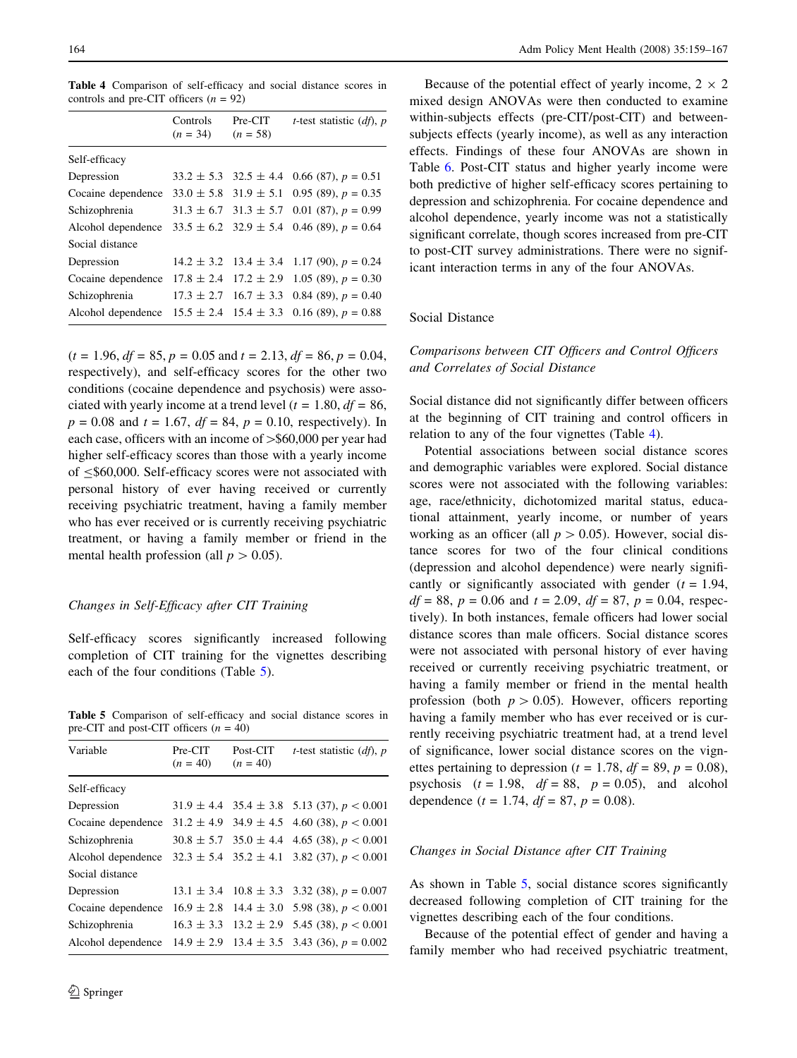**Table 4** Comparison of self-efficacy and social distance scores in controls and pre-CIT officers ($n = 92$)

| | Controls ($n = 34$) | Pre-CIT ($n = 58$) | *t*-test statistic (*df*), *p* |
|---|---|---|---|
| Self-efficacy | | | |
| Depression | 33.2 ± 5.3 | 32.5 ± 4.4 | 0.66 (87), $p = 0.51$ |
| Cocaine dependence | 33.0 ± 5.8 | 31.9 ± 5.1 | 0.95 (89), $p = 0.35$ |
| Schizophrenia | 31.3 ± 6.7 | 31.3 ± 5.7 | 0.01 (87), $p = 0.99$ |
| Alcohol dependence | 33.5 ± 6.2 | 32.9 ± 5.4 | 0.46 (89), $p = 0.64$ |
| Social distance | | | |
| Depression | 14.2 ± 3.2 | 13.4 ± 3.4 | 1.17 (90), $p = 0.24$ |
| Cocaine dependence | 17.8 ± 2.4 | 17.2 ± 2.9 | 1.05 (89), $p = 0.30$ |
| Schizophrenia | 17.3 ± 2.7 | 16.7 ± 3.3 | 0.84 (89), $p = 0.40$ |
| Alcohol dependence | 15.5 ± 2.4 | 15.4 ± 3.3 | 0.16 (89), $p = 0.88$ |

($t = 1.96$, $df = 85$, $p = 0.05$ and $t = 2.13$, $df = 86$, $p = 0.04$, respectively), and self-efficacy scores for the other two conditions (cocaine dependence and psychosis) were associated with yearly income at a trend level ($t = 1.80$, $df = 86$, $p = 0.08$ and $t = 1.67$, $df = 84$, $p = 0.10$, respectively). In each case, officers with an income of >$60,000 per year had higher self-efficacy scores than those with a yearly income of ≤$60,000. Self-efficacy scores were not associated with personal history of ever having received or currently receiving psychiatric treatment, having a family member who has ever received or is currently receiving psychiatric treatment, or having a family member or friend in the mental health profession (all $p > 0.05$).

### *Changes in Self-Efficacy after CIT Training*

Self-efficacy scores significantly increased following completion of CIT training for the vignettes describing each of the four conditions (Table 5).

**Table 5** Comparison of self-efficacy and social distance scores in pre-CIT and post-CIT officers ($n = 40$)

| Variable | Pre-CIT ($n = 40$) | Post-CIT ($n = 40$) | *t*-test statistic (*df*), *p* |
|---|---|---|---|
| Self-efficacy | | | |
| Depression | 31.9 ± 4.4 | 35.4 ± 3.8 | 5.13 (37), $p < 0.001$ |
| Cocaine dependence | 31.2 ± 4.9 | 34.9 ± 4.5 | 4.60 (38), $p < 0.001$ |
| Schizophrenia | 30.8 ± 5.7 | 35.0 ± 4.4 | 4.65 (38), $p < 0.001$ |
| Alcohol dependence | 32.3 ± 5.4 | 35.2 ± 4.1 | 3.82 (37), $p < 0.001$ |
| Social distance | | | |
| Depression | 13.1 ± 3.4 | 10.8 ± 3.3 | 3.32 (38), $p = 0.007$ |
| Cocaine dependence | 16.9 ± 2.8 | 14.4 ± 3.0 | 5.98 (38), $p < 0.001$ |
| Schizophrenia | 16.3 ± 3.3 | 13.2 ± 2.9 | 5.45 (38), $p < 0.001$ |
| Alcohol dependence | 14.9 ± 2.9 | 13.4 ± 3.5 | 3.43 (36), $p = 0.002$ |

Because of the potential effect of yearly income, 2 × 2 mixed design ANOVAs were then conducted to examine within-subjects effects (pre-CIT/post-CIT) and between-subjects effects (yearly income), as well as any interaction effects. Findings of these four ANOVAs are shown in Table 6. Post-CIT status and higher yearly income were both predictive of higher self-efficacy scores pertaining to depression and schizophrenia. For cocaine dependence and alcohol dependence, yearly income was not a statistically significant correlate, though scores increased from pre-CIT to post-CIT survey administrations. There were no significant interaction terms in any of the four ANOVAs.

## Social Distance

### *Comparisons between CIT Officers and Control Officers and Correlates of Social Distance*

Social distance did not significantly differ between officers at the beginning of CIT training and control officers in relation to any of the four vignettes (Table 4).

Potential associations between social distance scores and demographic variables were explored. Social distance scores were not associated with the following variables: age, race/ethnicity, dichotomized marital status, educational attainment, yearly income, or number of years working as an officer (all $p > 0.05$). However, social distance scores for two of the four clinical conditions (depression and alcohol dependence) were nearly significantly or significantly associated with gender ($t = 1.94$, $df = 88$, $p = 0.06$ and $t = 2.09$, $df = 87$, $p = 0.04$, respectively). In both instances, female officers had lower social distance scores than male officers. Social distance scores were not associated with personal history of ever having received or currently receiving psychiatric treatment, or having a family member or friend in the mental health profession (both $p > 0.05$). However, officers reporting having a family member who has ever received or is currently receiving psychiatric treatment had, at a trend level of significance, lower social distance scores on the vignettes pertaining to depression ($t = 1.78$, $df = 89$, $p = 0.08$), psychosis ($t = 1.98$, $df = 88$, $p = 0.05$), and alcohol dependence ($t = 1.74$, $df = 87$, $p = 0.08$).

### *Changes in Social Distance after CIT Training*

As shown in Table 5, social distance scores significantly decreased following completion of CIT training for the vignettes describing each of the four conditions.

Because of the potential effect of gender and having a family member who had received psychiatric treatment,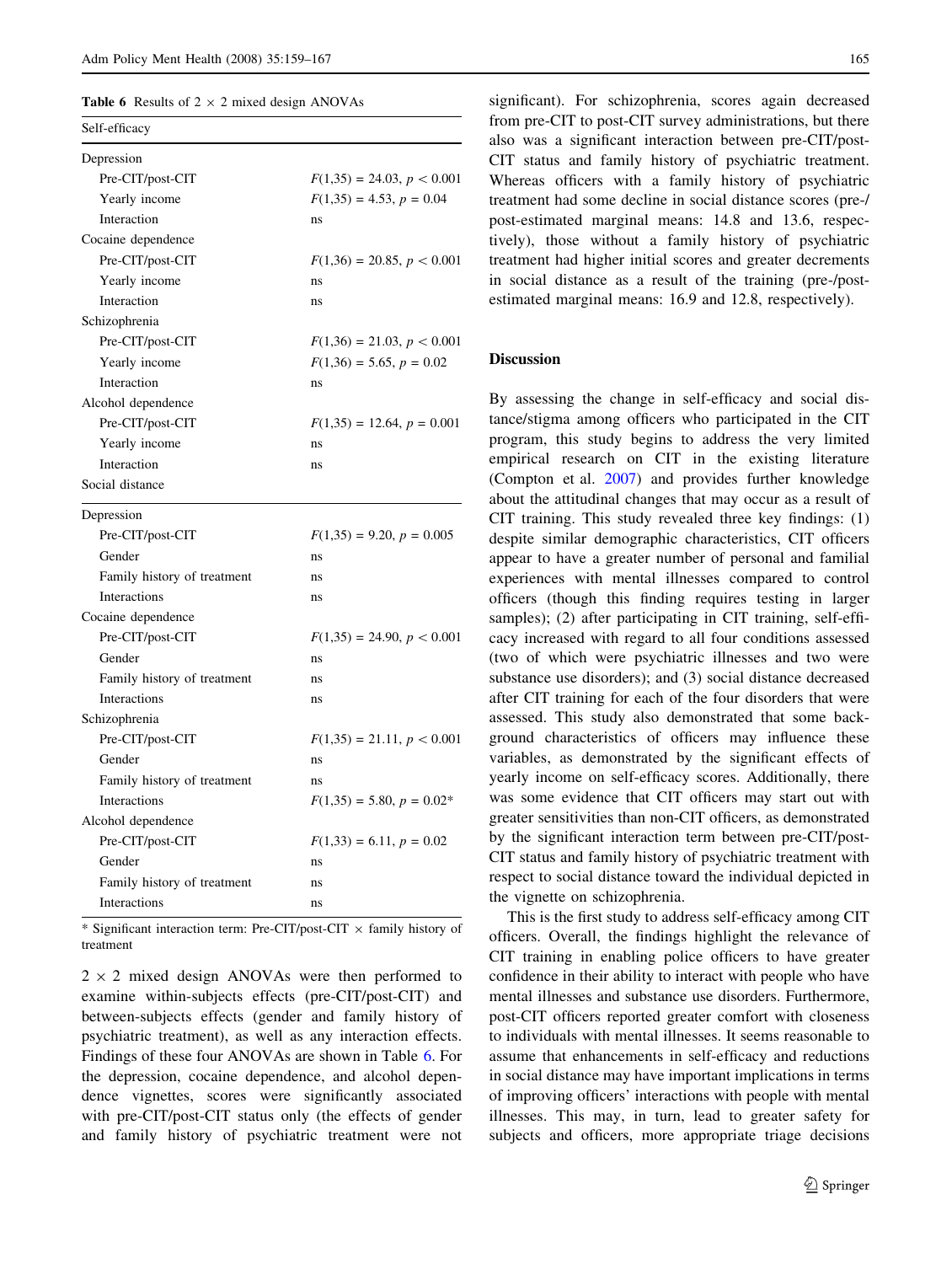**Table 6** Results of 2 × 2 mixed design ANOVAs

| Self-efficacy | |
|---|---|
| Depression | |
| Pre-CIT/post-CIT | $F(1,35) = 24.03$, $p < 0.001$ |
| Yearly income | $F(1,35) = 4.53$, $p = 0.04$ |
| Interaction | ns |
| Cocaine dependence | |
| Pre-CIT/post-CIT | $F(1,36) = 20.85$, $p < 0.001$ |
| Yearly income | ns |
| Interaction | ns |
| Schizophrenia | |
| Pre-CIT/post-CIT | $F(1,36) = 21.03$, $p < 0.001$ |
| Yearly income | $F(1,36) = 5.65$, $p = 0.02$ |
| Interaction | ns |
| Alcohol dependence | |
| Pre-CIT/post-CIT | $F(1,35) = 12.64$, $p = 0.001$ |
| Yearly income | ns |
| Interaction | ns |
| **Social distance** | |
| Depression | |
| Pre-CIT/post-CIT | $F(1,35) = 9.20$, $p = 0.005$ |
| Gender | ns |
| Family history of treatment | ns |
| Interactions | ns |
| Cocaine dependence | |
| Pre-CIT/post-CIT | $F(1,35) = 24.90$, $p < 0.001$ |
| Gender | ns |
| Family history of treatment | ns |
| Interactions | ns |
| Schizophrenia | |
| Pre-CIT/post-CIT | $F(1,35) = 21.11$, $p < 0.001$ |
| Gender | ns |
| Family history of treatment | ns |
| Interactions | $F(1,35) = 5.80$, $p = 0.02$* |
| Alcohol dependence | |
| Pre-CIT/post-CIT | $F(1,33) = 6.11$, $p = 0.02$ |
| Gender | ns |
| Family history of treatment | ns |
| Interactions | ns |

* Significant interaction term: Pre-CIT/post-CIT × family history of treatment

2 × 2 mixed design ANOVAs were then performed to examine within-subjects effects (pre-CIT/post-CIT) and between-subjects effects (gender and family history of psychiatric treatment), as well as any interaction effects. Findings of these four ANOVAs are shown in Table 6. For the depression, cocaine dependence, and alcohol dependence vignettes, scores were significantly associated with pre-CIT/post-CIT status only (the effects of gender and family history of psychiatric treatment were not significant). For schizophrenia, scores again decreased from pre-CIT to post-CIT survey administrations, but there also was a significant interaction between pre-CIT/post-CIT status and family history of psychiatric treatment. Whereas officers with a family history of psychiatric treatment had some decline in social distance scores (pre-/post-estimated marginal means: 14.8 and 13.6, respectively), those without a family history of psychiatric treatment had higher initial scores and greater decrements in social distance as a result of the training (pre-/post-estimated marginal means: 16.9 and 12.8, respectively).

## Discussion

By assessing the change in self-efficacy and social distance/stigma among officers who participated in the CIT program, this study begins to address the very limited empirical research on CIT in the existing literature (Compton et al. 2007) and provides further knowledge about the attitudinal changes that may occur as a result of CIT training. This study revealed three key findings: (1) despite similar demographic characteristics, CIT officers appear to have a greater number of personal and familial experiences with mental illnesses compared to control officers (though this finding requires testing in larger samples); (2) after participating in CIT training, self-efficacy increased with regard to all four conditions assessed (two of which were psychiatric illnesses and two were substance use disorders); and (3) social distance decreased after CIT training for each of the four disorders that were assessed. This study also demonstrated that some background characteristics of officers may influence these variables, as demonstrated by the significant effects of yearly income on self-efficacy scores. Additionally, there was some evidence that CIT officers may start out with greater sensitivities than non-CIT officers, as demonstrated by the significant interaction term between pre-CIT/post-CIT status and family history of psychiatric treatment with respect to social distance toward the individual depicted in the vignette on schizophrenia.

This is the first study to address self-efficacy among CIT officers. Overall, the findings highlight the relevance of CIT training in enabling police officers to have greater confidence in their ability to interact with people who have mental illnesses and substance use disorders. Furthermore, post-CIT officers reported greater comfort with closeness to individuals with mental illnesses. It seems reasonable to assume that enhancements in self-efficacy and reductions in social distance may have important implications in terms of improving officers' interactions with people with mental illnesses. This may, in turn, lead to greater safety for subjects and officers, more appropriate triage decisions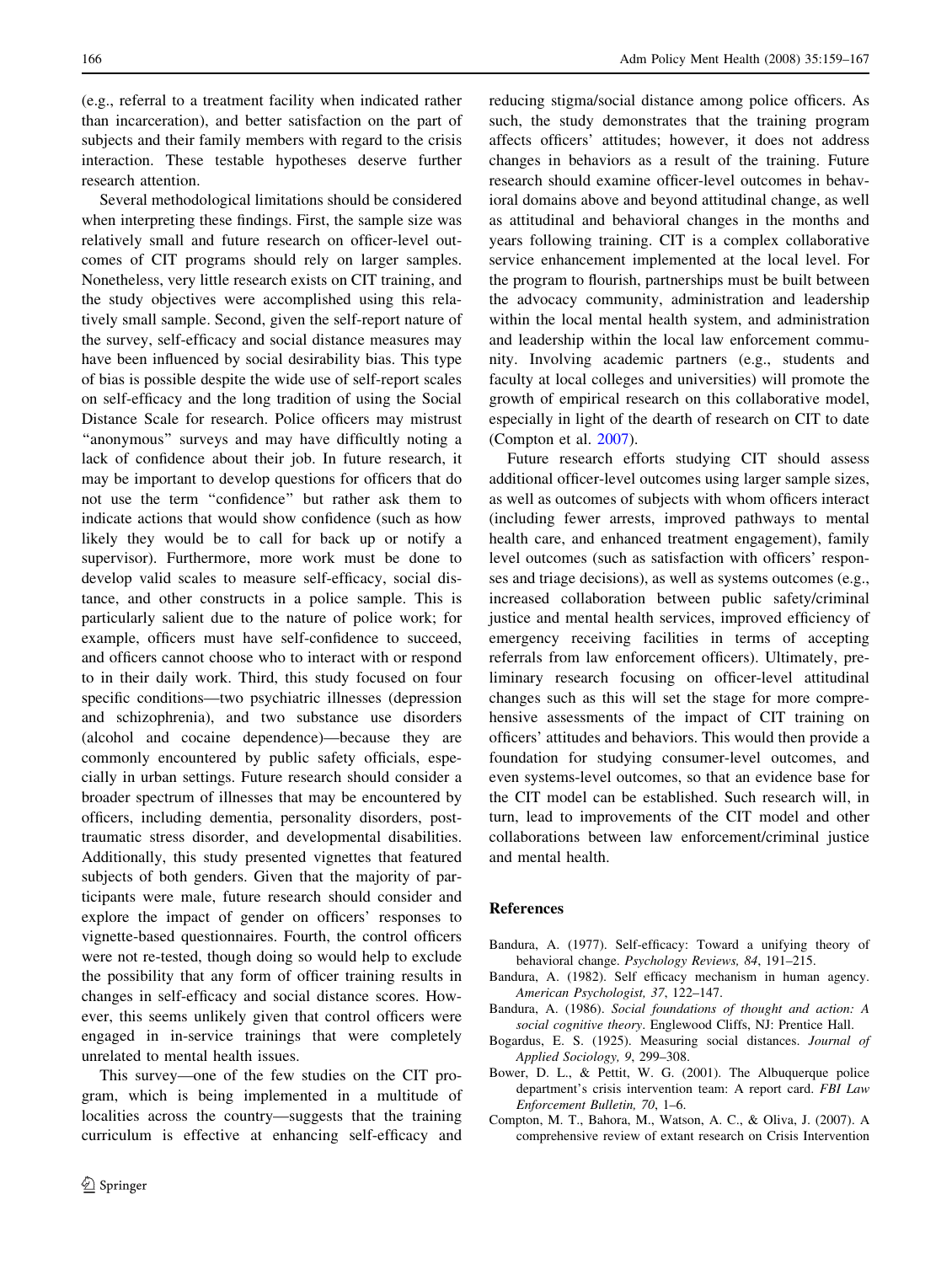(e.g., referral to a treatment facility when indicated rather than incarceration), and better satisfaction on the part of subjects and their family members with regard to the crisis interaction. These testable hypotheses deserve further research attention.

Several methodological limitations should be considered when interpreting these findings. First, the sample size was relatively small and future research on officer-level outcomes of CIT programs should rely on larger samples. Nonetheless, very little research exists on CIT training, and the study objectives were accomplished using this relatively small sample. Second, given the self-report nature of the survey, self-efficacy and social distance measures may have been influenced by social desirability bias. This type of bias is possible despite the wide use of self-report scales on self-efficacy and the long tradition of using the Social Distance Scale for research. Police officers may mistrust "anonymous" surveys and may have difficultly noting a lack of confidence about their job. In future research, it may be important to develop questions for officers that do not use the term "confidence" but rather ask them to indicate actions that would show confidence (such as how likely they would be to call for back up or notify a supervisor). Furthermore, more work must be done to develop valid scales to measure self-efficacy, social distance, and other constructs in a police sample. This is particularly salient due to the nature of police work; for example, officers must have self-confidence to succeed, and officers cannot choose who to interact with or respond to in their daily work. Third, this study focused on four specific conditions—two psychiatric illnesses (depression and schizophrenia), and two substance use disorders (alcohol and cocaine dependence)—because they are commonly encountered by public safety officials, especially in urban settings. Future research should consider a broader spectrum of illnesses that may be encountered by officers, including dementia, personality disorders, post-traumatic stress disorder, and developmental disabilities. Additionally, this study presented vignettes that featured subjects of both genders. Given that the majority of participants were male, future research should consider and explore the impact of gender on officers' responses to vignette-based questionnaires. Fourth, the control officers were not re-tested, though doing so would help to exclude the possibility that any form of officer training results in changes in self-efficacy and social distance scores. However, this seems unlikely given that control officers were engaged in in-service trainings that were completely unrelated to mental health issues.

This survey—one of the few studies on the CIT program, which is being implemented in a multitude of localities across the country—suggests that the training curriculum is effective at enhancing self-efficacy and reducing stigma/social distance among police officers. As such, the study demonstrates that the training program affects officers' attitudes; however, it does not address changes in behaviors as a result of the training. Future research should examine officer-level outcomes in behavioral domains above and beyond attitudinal change, as well as attitudinal and behavioral changes in the months and years following training. CIT is a complex collaborative service enhancement implemented at the local level. For the program to flourish, partnerships must be built between the advocacy community, administration and leadership within the local mental health system, and administration and leadership within the local law enforcement community. Involving academic partners (e.g., students and faculty at local colleges and universities) will promote the growth of empirical research on this collaborative model, especially in light of the dearth of research on CIT to date (Compton et al. 2007).

Future research efforts studying CIT should assess additional officer-level outcomes using larger sample sizes, as well as outcomes of subjects with whom officers interact (including fewer arrests, improved pathways to mental health care, and enhanced treatment engagement), family level outcomes (such as satisfaction with officers' responses and triage decisions), as well as systems outcomes (e.g., increased collaboration between public safety/criminal justice and mental health services, improved efficiency of emergency receiving facilities in terms of accepting referrals from law enforcement officers). Ultimately, preliminary research focusing on officer-level attitudinal changes such as this will set the stage for more comprehensive assessments of the impact of CIT training on officers' attitudes and behaviors. This would then provide a foundation for studying consumer-level outcomes, and even systems-level outcomes, so that an evidence base for the CIT model can be established. Such research will, in turn, lead to improvements of the CIT model and other collaborations between law enforcement/criminal justice and mental health.

## References

Bandura, A. (1977). Self-efficacy: Toward a unifying theory of behavioral change. *Psychology Reviews, 84*, 191–215.

Bandura, A. (1982). Self efficacy mechanism in human agency. *American Psychologist, 37*, 122–147.

Bandura, A. (1986). *Social foundations of thought and action: A social cognitive theory*. Englewood Cliffs, NJ: Prentice Hall.

Bogardus, E. S. (1925). Measuring social distances. *Journal of Applied Sociology, 9*, 299–308.

Bower, D. L., & Pettit, W. G. (2001). The Albuquerque police department's crisis intervention team: A report card. *FBI Law Enforcement Bulletin, 70*, 1–6.

Compton, M. T., Bahora, M., Watson, A. C., & Oliva, J. (2007). A comprehensive review of extant research on Crisis Intervention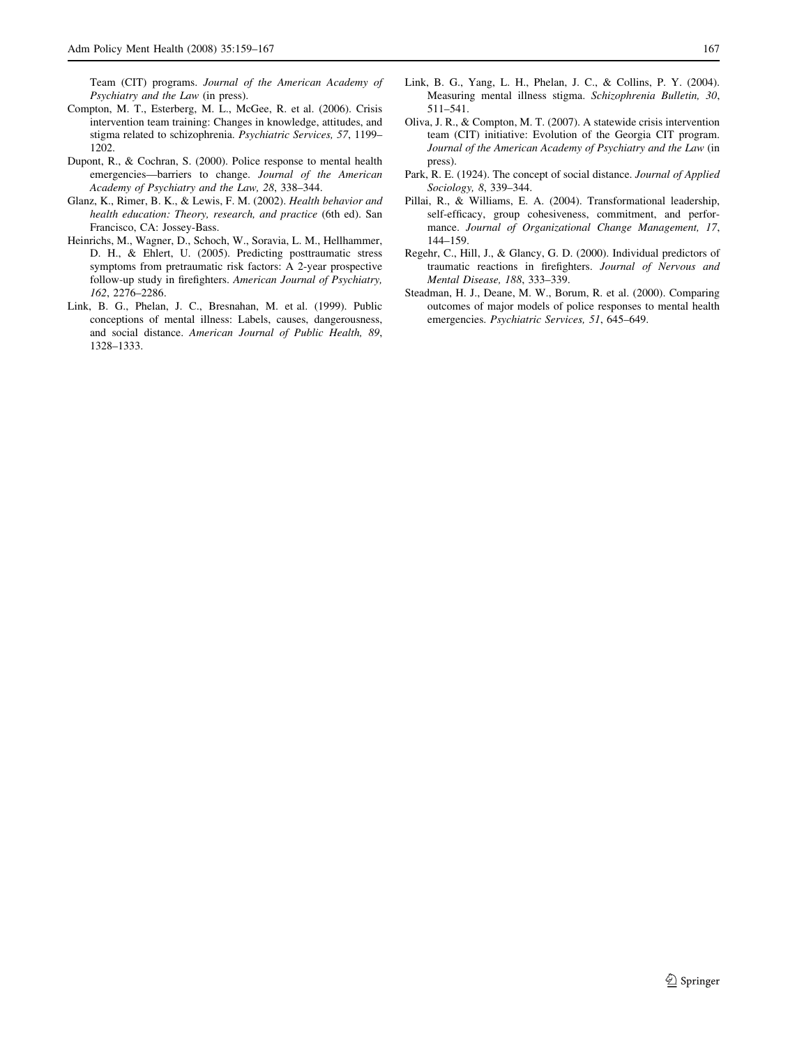Team (CIT) programs. *Journal of the American Academy of Psychiatry and the Law* (in press).

Compton, M. T., Esterberg, M. L., McGee, R. et al. (2006). Crisis intervention team training: Changes in knowledge, attitudes, and stigma related to schizophrenia. *Psychiatric Services, 57*, 1199–1202.

Dupont, R., & Cochran, S. (2000). Police response to mental health emergencies—barriers to change. *Journal of the American Academy of Psychiatry and the Law, 28*, 338–344.

Glanz, K., Rimer, B. K., & Lewis, F. M. (2002). *Health behavior and health education: Theory, research, and practice* (6th ed). San Francisco, CA: Jossey-Bass.

Heinrichs, M., Wagner, D., Schoch, W., Soravia, L. M., Hellhammer, D. H., & Ehlert, U. (2005). Predicting posttraumatic stress symptoms from pretraumatic risk factors: A 2-year prospective follow-up study in firefighters. *American Journal of Psychiatry, 162*, 2276–2286.

Link, B. G., Phelan, J. C., Bresnahan, M. et al. (1999). Public conceptions of mental illness: Labels, causes, dangerousness, and social distance. *American Journal of Public Health, 89*, 1328–1333.

Link, B. G., Yang, L. H., Phelan, J. C., & Collins, P. Y. (2004). Measuring mental illness stigma. *Schizophrenia Bulletin, 30*, 511–541.

Oliva, J. R., & Compton, M. T. (2007). A statewide crisis intervention team (CIT) initiative: Evolution of the Georgia CIT program. *Journal of the American Academy of Psychiatry and the Law* (in press).

Park, R. E. (1924). The concept of social distance. *Journal of Applied Sociology, 8*, 339–344.

Pillai, R., & Williams, E. A. (2004). Transformational leadership, self-efficacy, group cohesiveness, commitment, and performance. *Journal of Organizational Change Management, 17*, 144–159.

Regehr, C., Hill, J., & Glancy, G. D. (2000). Individual predictors of traumatic reactions in firefighters. *Journal of Nervous and Mental Disease, 188*, 333–339.

Steadman, H. J., Deane, M. W., Borum, R. et al. (2000). Comparing outcomes of major models of police responses to mental health emergencies. *Psychiatric Services, 51*, 645–649.